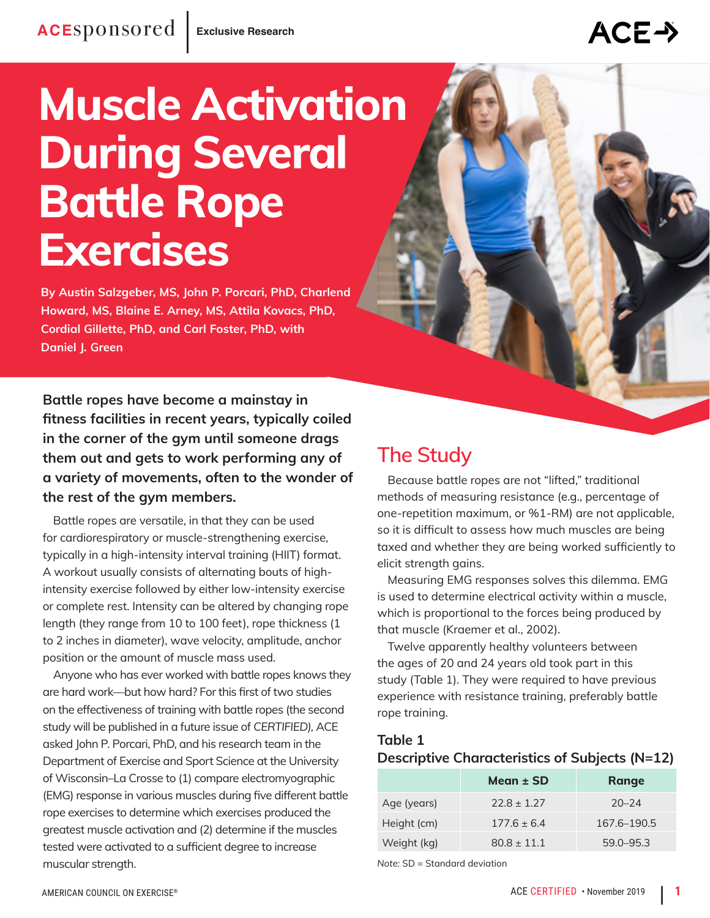ACEsponsored | Exclusive Research

# Muscle Activation During Several Battle Rope Exercises

**By Austin Salzgeber, MS, John P. Porcari, PhD, Charlend Howard, MS, Blaine E. Arney, MS, Attila Kovacs, PhD, Cordial Gillette, PhD, and Carl Foster, PhD, with Daniel J. Green**

**Battle ropes have become a mainstay in fitness facilities in recent years, typically coiled in the corner of the gym until someone drags them out and gets to work performing any of a variety of movements, often to the wonder of the rest of the gym members.**

Battle ropes are versatile, in that they can be used for cardiorespiratory or muscle-strengthening exercise, typically in a high-intensity interval training (HIIT) format. A workout usually consists of alternating bouts of high-intensity exercise followed by either low-intensity exercise or complete rest. Intensity can be altered by changing rope length (they range from 10 to 100 feet), rope thickness (1 to 2 inches in diameter), wave velocity, amplitude, anchor position or the amount of muscle mass used.

Anyone who has ever worked with battle ropes knows they are hard work—but how hard? For this first of two studies on the effectiveness of training with battle ropes (the second study will be published in a future issue of *CERTIFIED*), ACE asked John P. Porcari, PhD, and his research team in the Department of Exercise and Sport Science at the University of Wisconsin–La Crosse to (1) compare electromyographic (EMG) response in various muscles during five different battle rope exercises to determine which exercises produced the greatest muscle activation and (2) determine if the muscles tested were activated to a sufficient degree to increase muscular strength.

## The Study

Because battle ropes are not "lifted," traditional methods of measuring resistance (e.g., percentage of one-repetition maximum, or %1-RM) are not applicable, so it is difficult to assess how much muscles are being taxed and whether they are being worked sufficiently to elicit strength gains.

Measuring EMG responses solves this dilemma. EMG is used to determine electrical activity within a muscle, which is proportional to the forces being produced by that muscle (Kraemer et al., 2002).

Twelve apparently healthy volunteers between the ages of 20 and 24 years old took part in this study (Table 1). They were required to have previous experience with resistance training, preferably battle rope training.

**Table 1**
**Descriptive Characteristics of Subjects (N=12)**

| | Mean ± SD | Range |
|---|---|---|
| Age (years) | 22.8 ± 1.27 | 20–24 |
| Height (cm) | 177.6 ± 6.4 | 167.6–190.5 |
| Weight (kg) | 80.8 ± 11.1 | 59.0–95.3 |

*Note:* SD = Standard deviation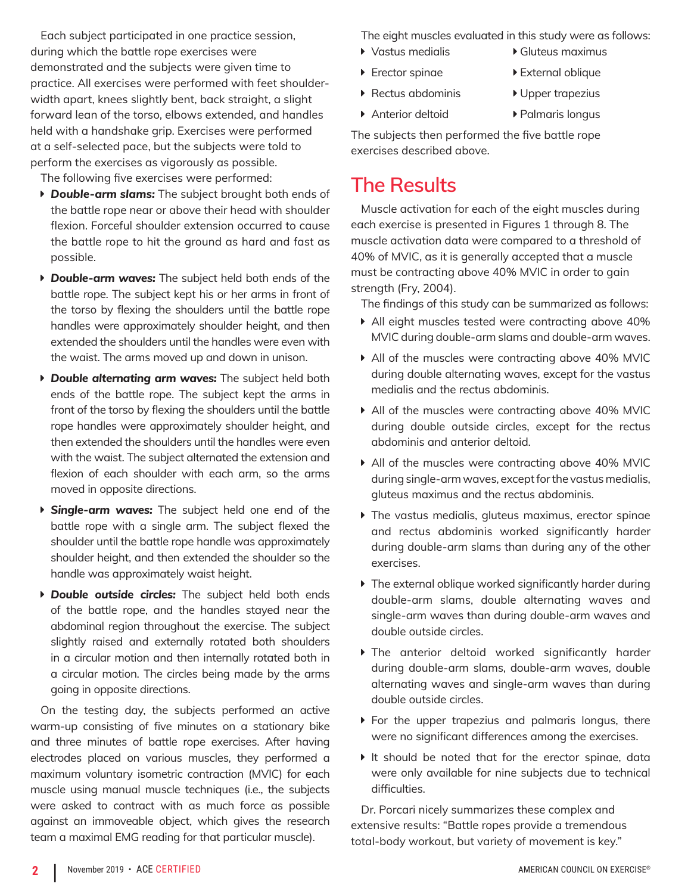Each subject participated in one practice session, during which the battle rope exercises were demonstrated and the subjects were given time to practice. All exercises were performed with feet shoulder-width apart, knees slightly bent, back straight, a slight forward lean of the torso, elbows extended, and handles held with a handshake grip. Exercises were performed at a self-selected pace, but the subjects were told to perform the exercises as vigorously as possible.

The following five exercises were performed:

- ***Double-arm slams:*** The subject brought both ends of the battle rope near or above their head with shoulder flexion. Forceful shoulder extension occurred to cause the battle rope to hit the ground as hard and fast as possible.
- ***Double-arm waves:*** The subject held both ends of the battle rope. The subject kept his or her arms in front of the torso by flexing the shoulders until the battle rope handles were approximately shoulder height, and then extended the shoulders until the handles were even with the waist. The arms moved up and down in unison.
- ***Double alternating arm waves:*** The subject held both ends of the battle rope. The subject kept the arms in front of the torso by flexing the shoulders until the battle rope handles were approximately shoulder height, and then extended the shoulders until the handles were even with the waist. The subject alternated the extension and flexion of each shoulder with each arm, so the arms moved in opposite directions.
- ***Single-arm waves:*** The subject held one end of the battle rope with a single arm. The subject flexed the shoulder until the battle rope handle was approximately shoulder height, and then extended the shoulder so the handle was approximately waist height.
- ***Double outside circles:*** The subject held both ends of the battle rope, and the handles stayed near the abdominal region throughout the exercise. The subject slightly raised and externally rotated both shoulders in a circular motion and then internally rotated both in a circular motion. The circles being made by the arms going in opposite directions.

On the testing day, the subjects performed an active warm-up consisting of five minutes on a stationary bike and three minutes of battle rope exercises. After having electrodes placed on various muscles, they performed a maximum voluntary isometric contraction (MVIC) for each muscle using manual muscle techniques (i.e., the subjects were asked to contract with as much force as possible against an immoveable object, which gives the research team a maximal EMG reading for that particular muscle).

The eight muscles evaluated in this study were as follows:

- Vastus medialis
- Erector spinae
- Rectus abdominis
- Anterior deltoid
- Gluteus maximus
- External oblique
- Upper trapezius
- Palmaris longus

The subjects then performed the five battle rope exercises described above.

# The Results

Muscle activation for each of the eight muscles during each exercise is presented in Figures 1 through 8. The muscle activation data were compared to a threshold of 40% of MVIC, as it is generally accepted that a muscle must be contracting above 40% MVIC in order to gain strength (Fry, 2004).

The findings of this study can be summarized as follows:

- All eight muscles tested were contracting above 40% MVIC during double-arm slams and double-arm waves.
- All of the muscles were contracting above 40% MVIC during double alternating waves, except for the vastus medialis and the rectus abdominis.
- All of the muscles were contracting above 40% MVIC during double outside circles, except for the rectus abdominis and anterior deltoid.
- All of the muscles were contracting above 40% MVIC during single-arm waves, except for the vastus medialis, gluteus maximus and the rectus abdominis.
- The vastus medialis, gluteus maximus, erector spinae and rectus abdominis worked significantly harder during double-arm slams than during any of the other exercises.
- The external oblique worked significantly harder during double-arm slams, double alternating waves and single-arm waves than during double-arm waves and double outside circles.
- The anterior deltoid worked significantly harder during double-arm slams, double-arm waves, double alternating waves and single-arm waves than during double outside circles.
- For the upper trapezius and palmaris longus, there were no significant differences among the exercises.
- It should be noted that for the erector spinae, data were only available for nine subjects due to technical difficulties.

Dr. Porcari nicely summarizes these complex and extensive results: "Battle ropes provide a tremendous total-body workout, but variety of movement is key."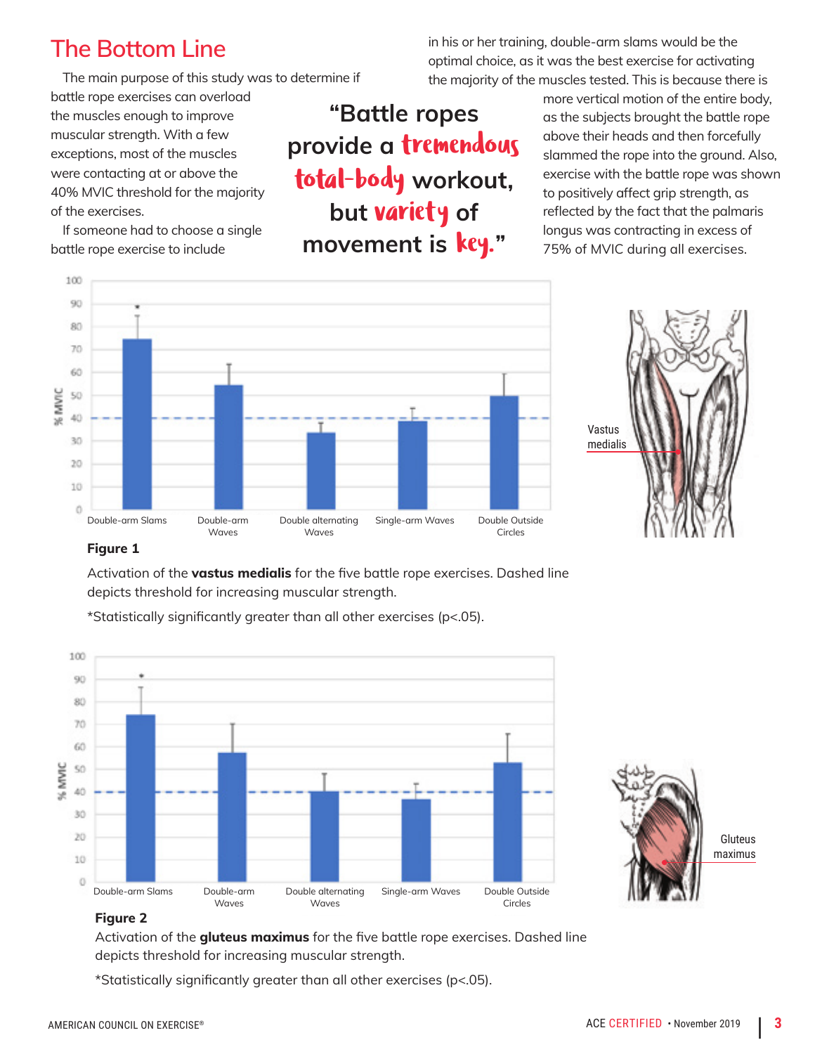## The Bottom Line

The main purpose of this study was to determine if battle rope exercises can overload the muscles enough to improve muscular strength. With a few exceptions, most of the muscles were contacting at or above the 40% MVIC threshold for the majority of the exercises.

If someone had to choose a single battle rope exercise to include in his or her training, double-arm slams would be the optimal choice, as it was the best exercise for activating the majority of the muscles tested. This is because there is more vertical motion of the entire body, as the subjects brought the battle rope above their heads and then forcefully slammed the rope into the ground. Also, exercise with the battle rope was shown to positively affect grip strength, as reflected by the fact that the palmaris longus was contracting in excess of 75% of MVIC during all exercises.

> "Battle ropes provide a **tremendous total-body** workout, but **variety** of movement is **key**."

**Figure 1**

Activation of the **vastus medialis** for the five battle rope exercises. Dashed line depicts threshold for increasing muscular strength.

*Statistically significantly greater than all other exercises ($p<.05$).

**Figure 2**

Activation of the **gluteus maximus** for the five battle rope exercises. Dashed line depicts threshold for increasing muscular strength.

*Statistically significantly greater than all other exercises ($p<.05$).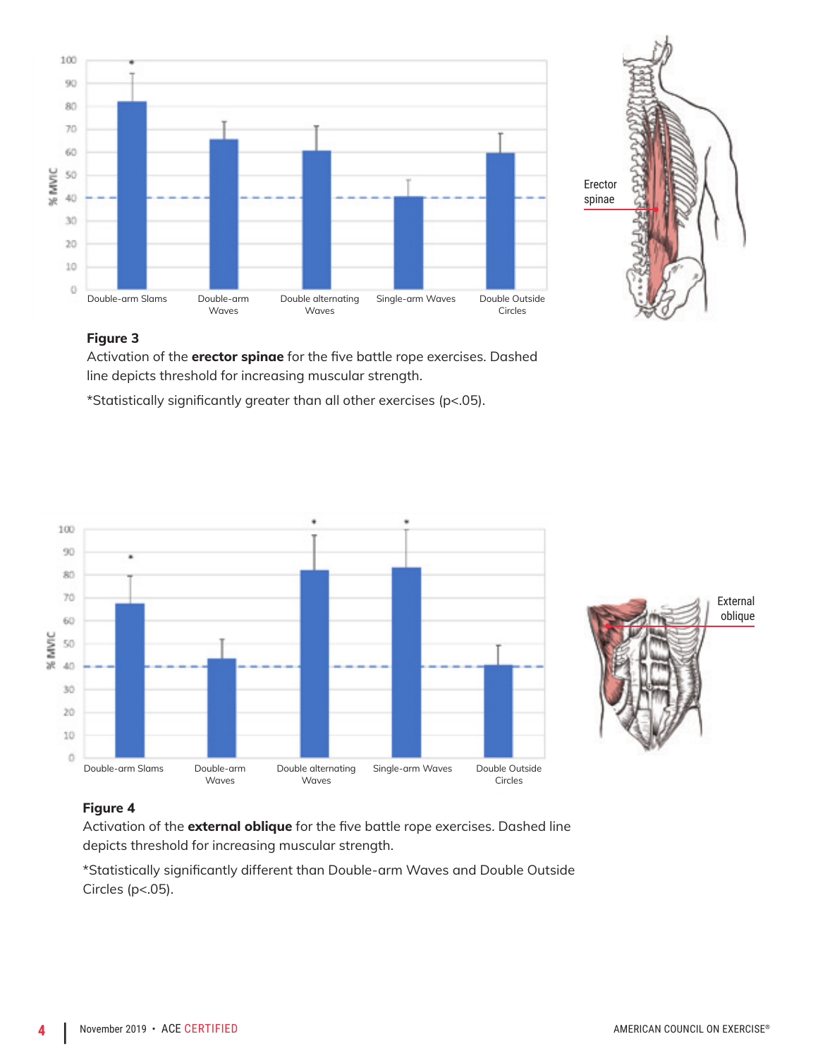**Figure 3**
Activation of the **erector spinae** for the five battle rope exercises. Dashed line depicts threshold for increasing muscular strength.

*Statistically significantly greater than all other exercises ($p<.05$).

**Figure 4**
Activation of the **external oblique** for the five battle rope exercises. Dashed line depicts threshold for increasing muscular strength.

*Statistically significantly different than Double-arm Waves and Double Outside Circles ($p<.05$).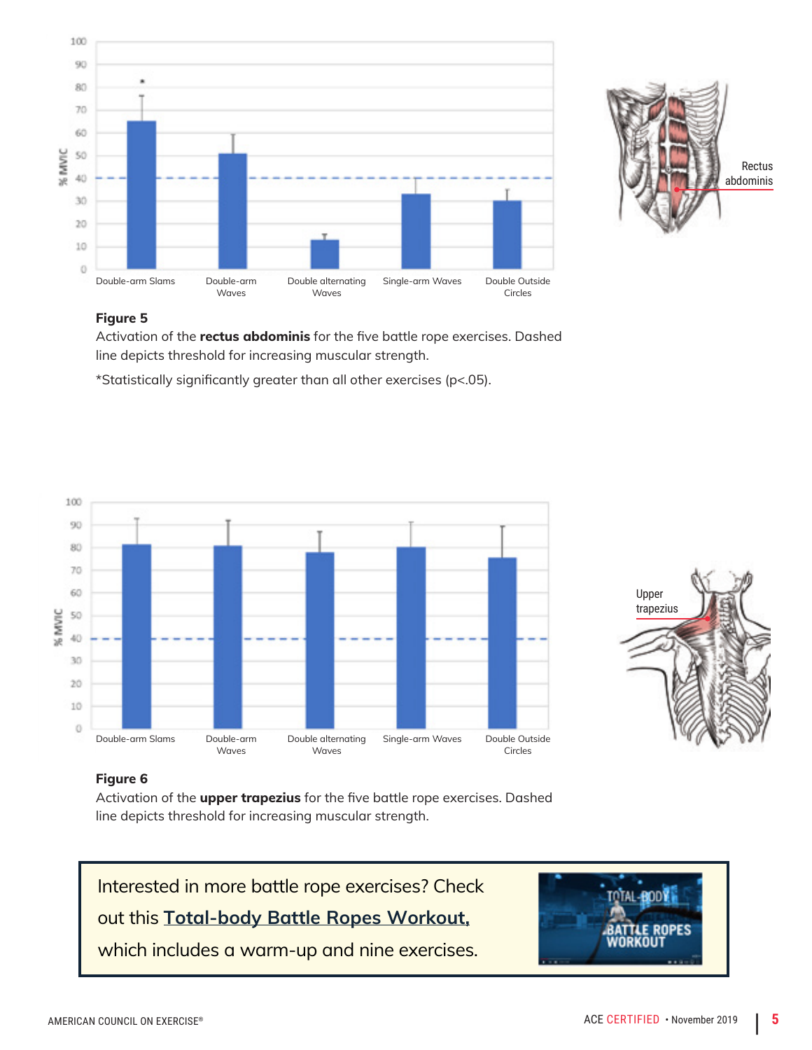**Figure 5**
Activation of the **rectus abdominis** for the five battle rope exercises. Dashed line depicts threshold for increasing muscular strength.

*Statistically significantly greater than all other exercises ($p<.05$).

**Figure 6**
Activation of the **upper trapezius** for the five battle rope exercises. Dashed line depicts threshold for increasing muscular strength.

Interested in more battle rope exercises? Check out this **Total-body Battle Ropes Workout,** which includes a warm-up and nine exercises.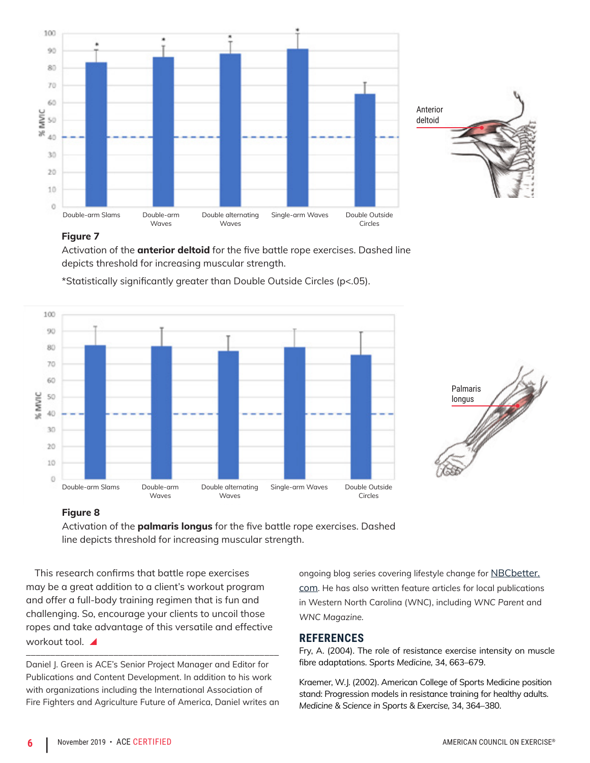100
90
80
70
60
50
40
30
20
10
0

% MVIC

Double-arm Slams
Double-arm Waves
Double alternating Waves
Single-arm Waves
Double Outside Circles

Anterior deltoid

**Figure 7**

Activation of the **anterior deltoid** for the five battle rope exercises. Dashed line depicts threshold for increasing muscular strength.

*Statistically significantly greater than Double Outside Circles (p<.05).

100
90
80
70
60
50
40
30
20
10
0

% MVIC

Double-arm Slams
Double-arm Waves
Double alternating Waves
Single-arm Waves
Double Outside Circles

Palmaris longus

**Figure 8**

Activation of the **palmaris longus** for the five battle rope exercises. Dashed line depicts threshold for increasing muscular strength.

This research confirms that battle rope exercises may be a great addition to a client's workout program and offer a full-body training regimen that is fun and challenging. So, encourage your clients to uncoil those ropes and take advantage of this versatile and effective workout tool.

---

Daniel J. Green is ACE's Senior Project Manager and Editor for Publications and Content Development. In addition to his work with organizations including the International Association of Fire Fighters and Agriculture Future of America, Daniel writes an ongoing blog series covering lifestyle change for NBCbetter.com. He has also written feature articles for local publications in Western North Carolina (WNC), including *WNC Parent* and *WNC Magazine*.

## REFERENCES

Fry, A. (2004). The role of resistance exercise intensity on muscle fibre adaptations. *Sports Medicine*, 34, 663–679.

Kraemer, W.J. (2002). American College of Sports Medicine position stand: Progression models in resistance training for healthy adults. *Medicine & Science in Sports & Exercise*, 34, 364–380.